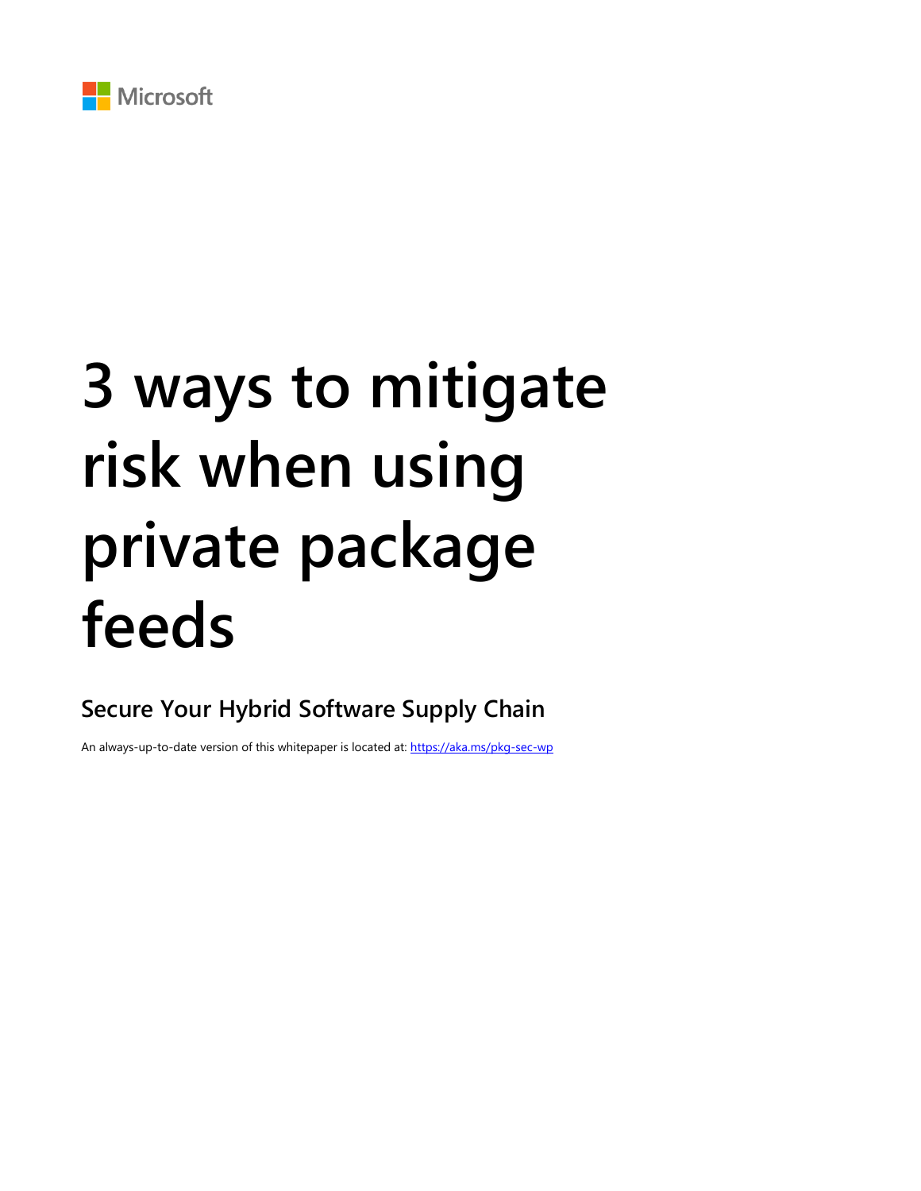Microsoft

# 3 ways to mitigate risk when using private package feeds

## Secure Your Hybrid Software Supply Chain

An always-up-to-date version of this whitepaper is located at: [https://aka.ms/pkg-sec-wp](https://aka.ms/pkg-sec-wp)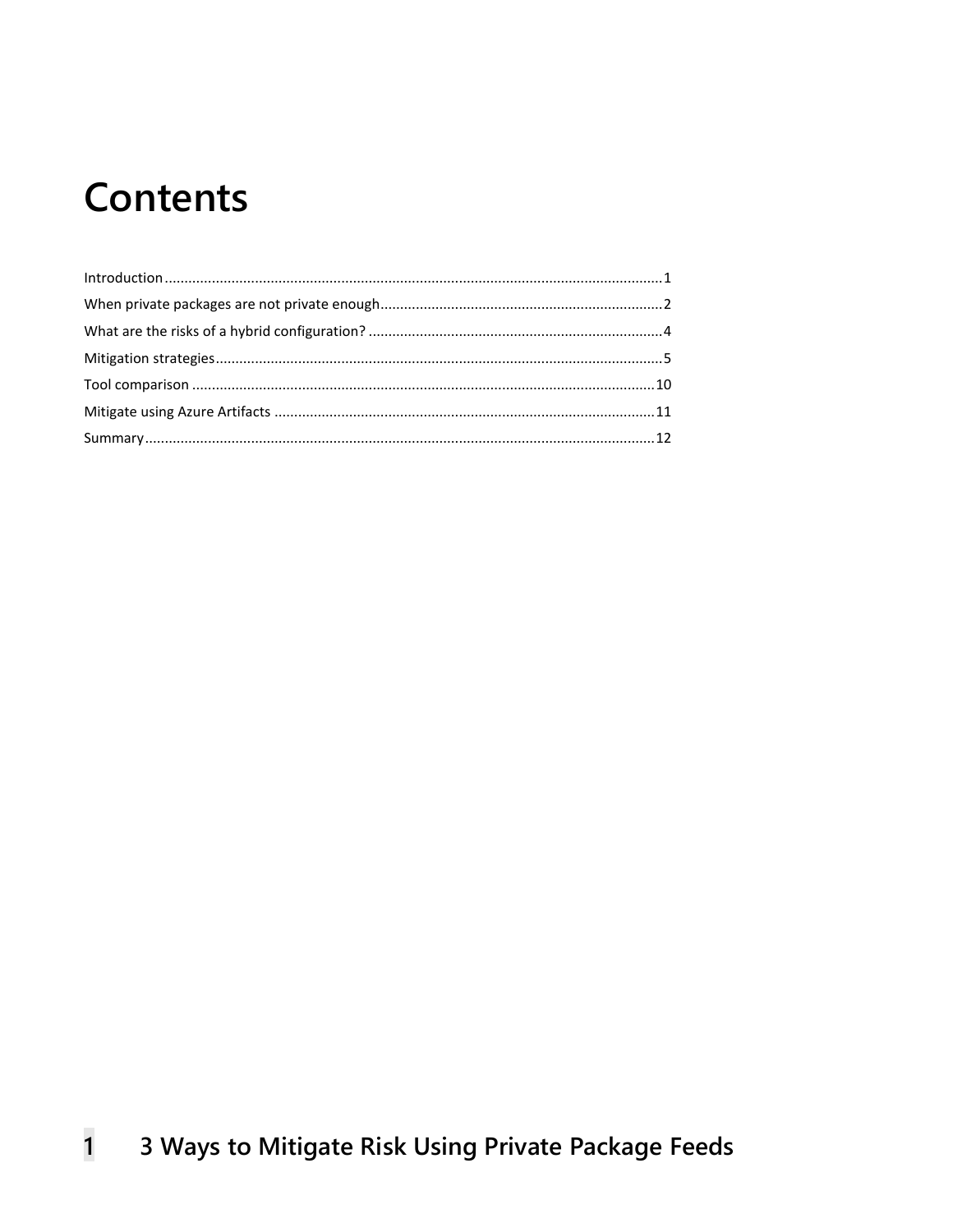# Contents

Introduction ........................................................................................................................... 1
When private packages are not private enough ..................................................................... 2
What are the risks of a hybrid configuration? ....................................................................... 4
Mitigation strategies .............................................................................................................. 5
Tool comparison ................................................................................................................... 10
Mitigate using Azure Artifacts .............................................................................................. 11
Summary .............................................................................................................................. 12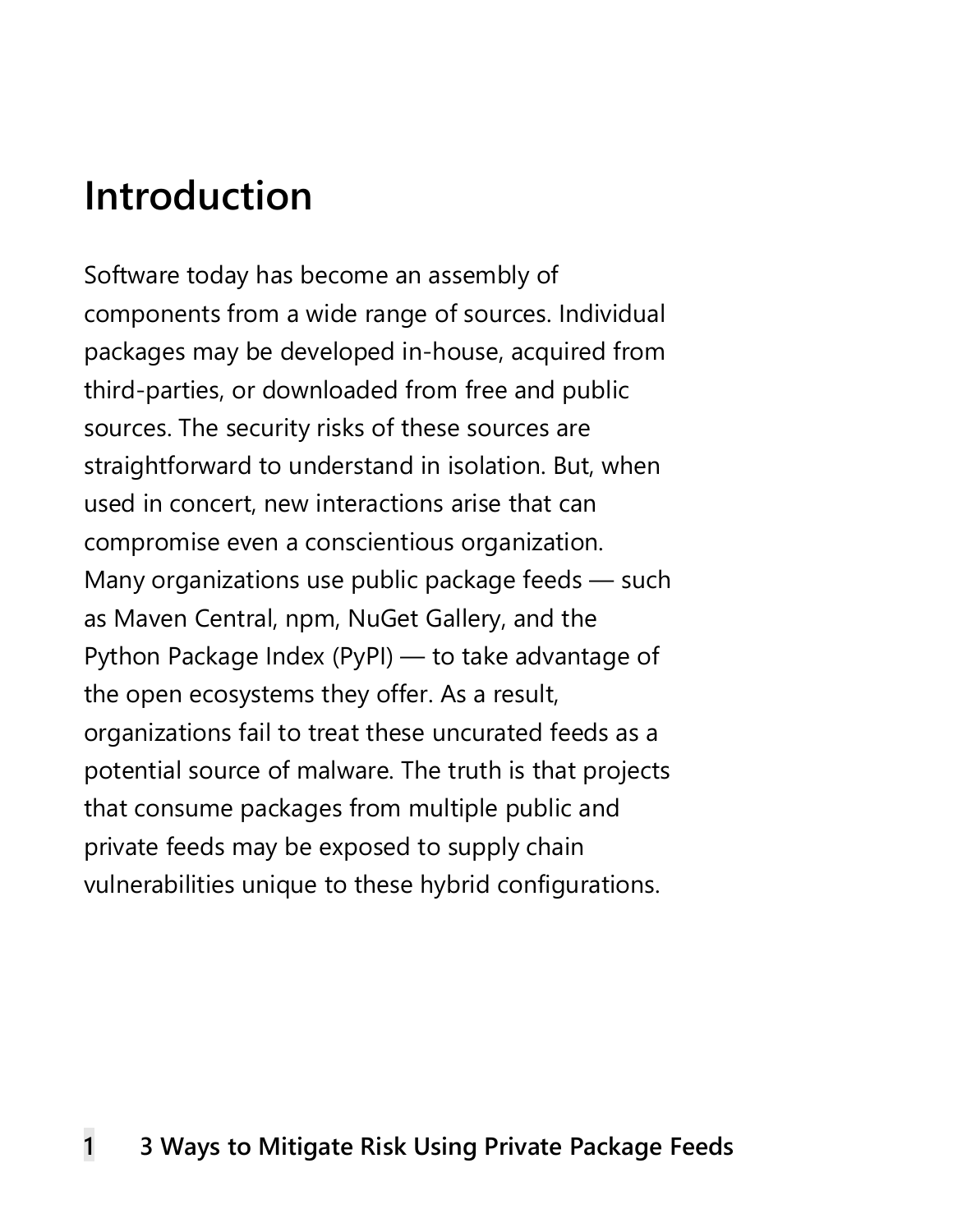# Introduction

Software today has become an assembly of components from a wide range of sources. Individual packages may be developed in-house, acquired from third-parties, or downloaded from free and public sources. The security risks of these sources are straightforward to understand in isolation. But, when used in concert, new interactions arise that can compromise even a conscientious organization. Many organizations use public package feeds — such as Maven Central, npm, NuGet Gallery, and the Python Package Index (PyPI) — to take advantage of the open ecosystems they offer. As a result, organizations fail to treat these uncurated feeds as a potential source of malware. The truth is that projects that consume packages from multiple public and private feeds may be exposed to supply chain vulnerabilities unique to these hybrid configurations.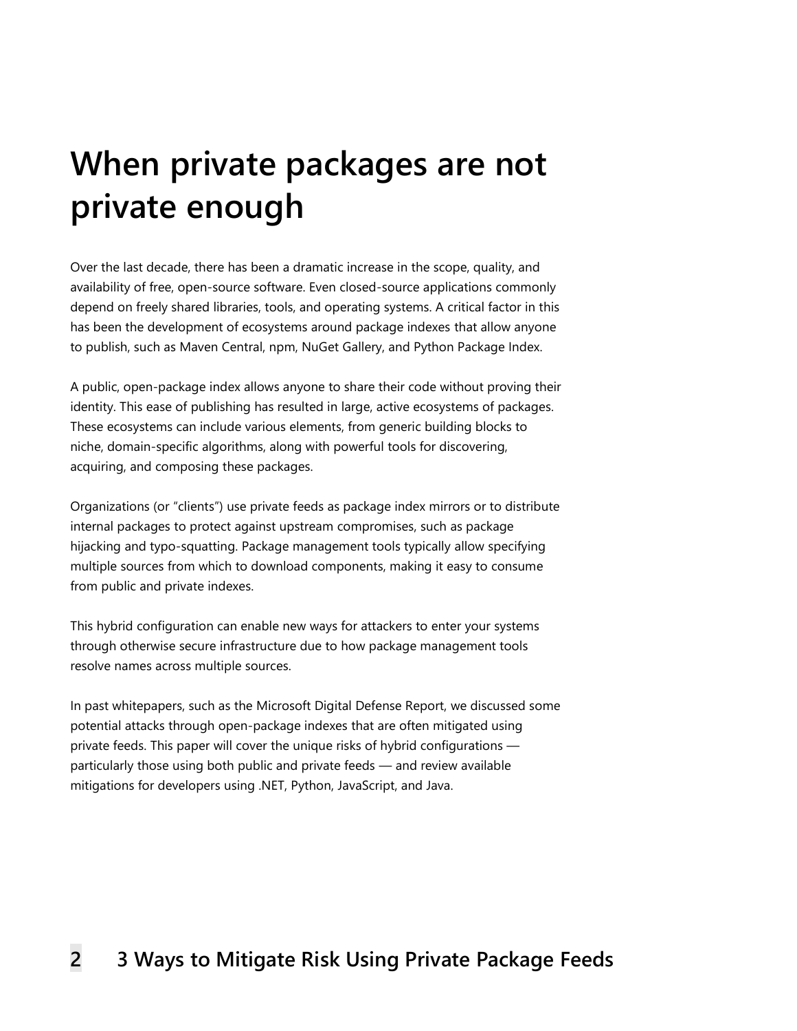# When private packages are not private enough

Over the last decade, there has been a dramatic increase in the scope, quality, and availability of free, open-source software. Even closed-source applications commonly depend on freely shared libraries, tools, and operating systems. A critical factor in this has been the development of ecosystems around package indexes that allow anyone to publish, such as Maven Central, npm, NuGet Gallery, and Python Package Index.

A public, open-package index allows anyone to share their code without proving their identity. This ease of publishing has resulted in large, active ecosystems of packages. These ecosystems can include various elements, from generic building blocks to niche, domain-specific algorithms, along with powerful tools for discovering, acquiring, and composing these packages.

Organizations (or "clients") use private feeds as package index mirrors or to distribute internal packages to protect against upstream compromises, such as package hijacking and typo-squatting. Package management tools typically allow specifying multiple sources from which to download components, making it easy to consume from public and private indexes.

This hybrid configuration can enable new ways for attackers to enter your systems through otherwise secure infrastructure due to how package management tools resolve names across multiple sources.

In past whitepapers, such as the Microsoft Digital Defense Report, we discussed some potential attacks through open-package indexes that are often mitigated using private feeds. This paper will cover the unique risks of hybrid configurations — particularly those using both public and private feeds — and review available mitigations for developers using .NET, Python, JavaScript, and Java.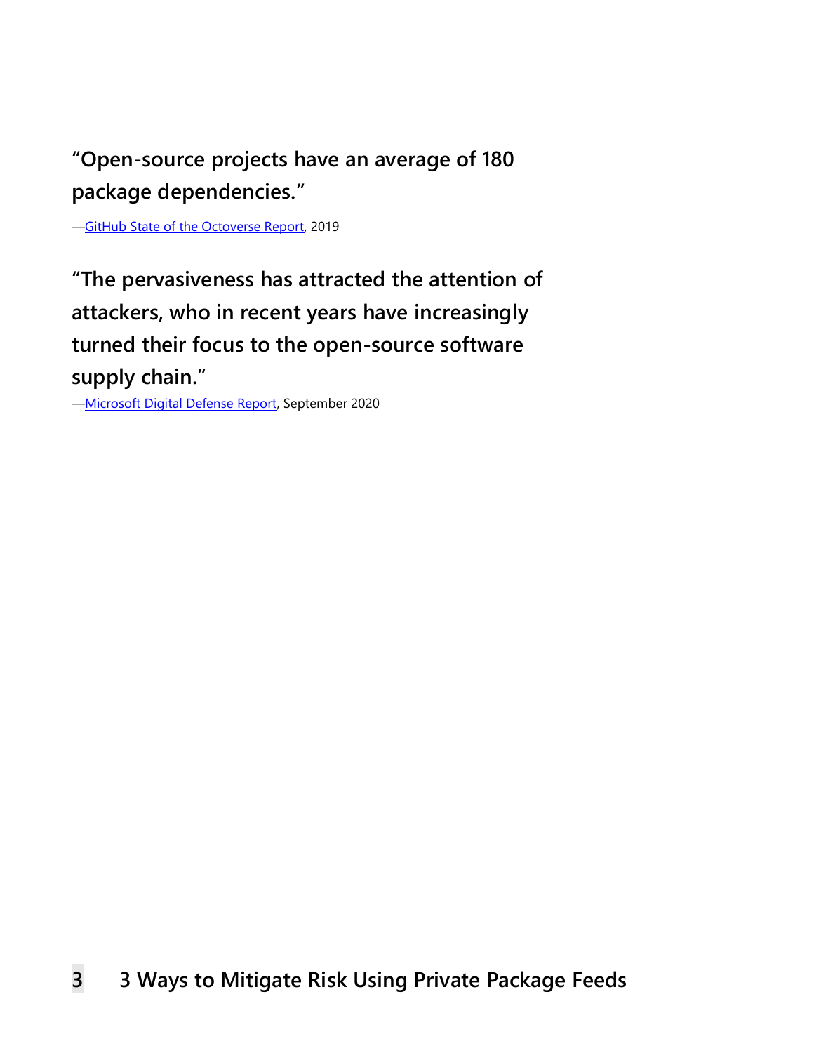**"Open-source projects have an average of 180 package dependencies."**

—GitHub State of the Octoverse Report, 2019

**"The pervasiveness has attracted the attention of attackers, who in recent years have increasingly turned their focus to the open-source software supply chain."**

—Microsoft Digital Defense Report, September 2020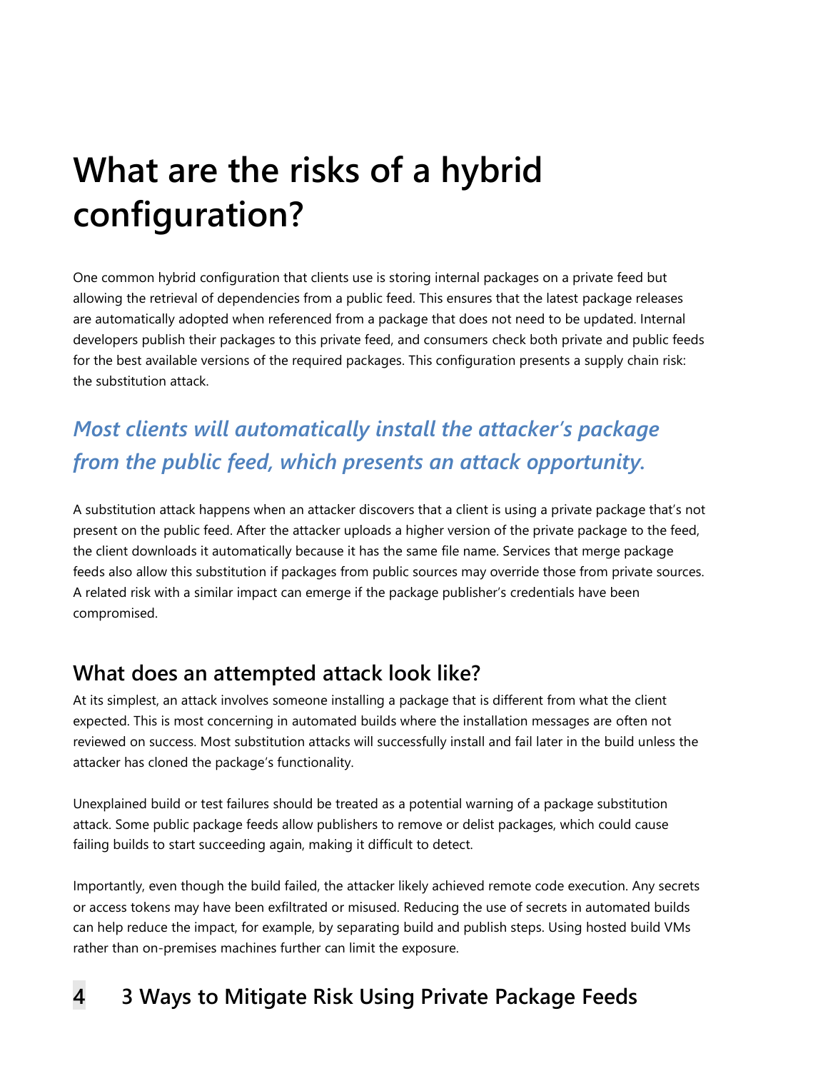# What are the risks of a hybrid configuration?

One common hybrid configuration that clients use is storing internal packages on a private feed but allowing the retrieval of dependencies from a public feed. This ensures that the latest package releases are automatically adopted when referenced from a package that does not need to be updated. Internal developers publish their packages to this private feed, and consumers check both private and public feeds for the best available versions of the required packages. This configuration presents a supply chain risk: the substitution attack.

## *Most clients will automatically install the attacker's package from the public feed, which presents an attack opportunity.*

A substitution attack happens when an attacker discovers that a client is using a private package that's not present on the public feed. After the attacker uploads a higher version of the private package to the feed, the client downloads it automatically because it has the same file name. Services that merge package feeds also allow this substitution if packages from public sources may override those from private sources. A related risk with a similar impact can emerge if the package publisher's credentials have been compromised.

### What does an attempted attack look like?

At its simplest, an attack involves someone installing a package that is different from what the client expected. This is most concerning in automated builds where the installation messages are often not reviewed on success. Most substitution attacks will successfully install and fail later in the build unless the attacker has cloned the package's functionality.

Unexplained build or test failures should be treated as a potential warning of a package substitution attack. Some public package feeds allow publishers to remove or delist packages, which could cause failing builds to start succeeding again, making it difficult to detect.

Importantly, even though the build failed, the attacker likely achieved remote code execution. Any secrets or access tokens may have been exfiltrated or misused. Reducing the use of secrets in automated builds can help reduce the impact, for example, by separating build and publish steps. Using hosted build VMs rather than on-premises machines further can limit the exposure.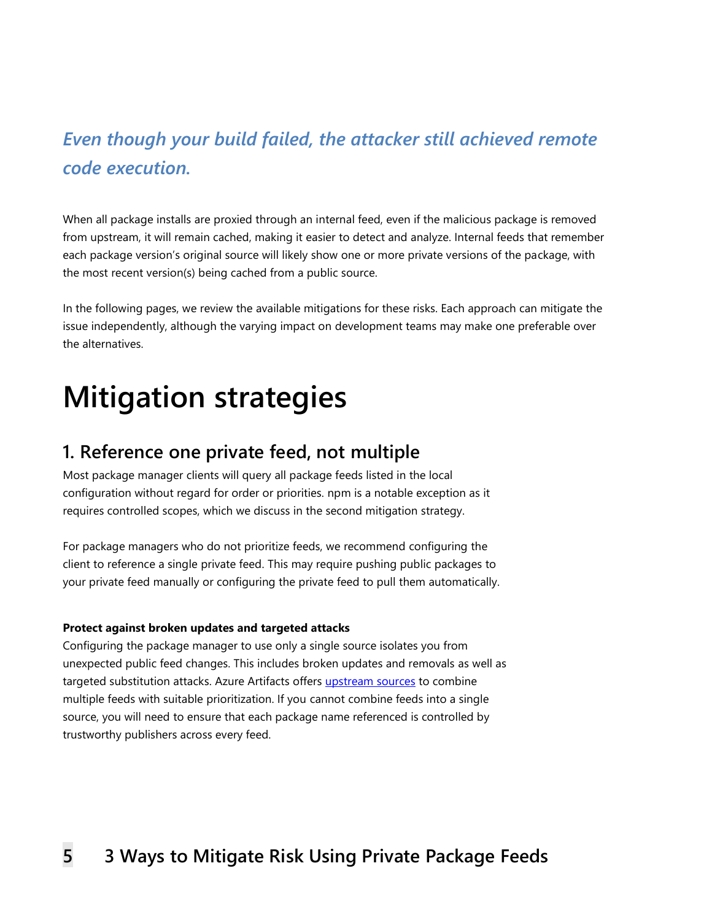*Even though your build failed, the attacker still achieved remote code execution.*

When all package installs are proxied through an internal feed, even if the malicious package is removed from upstream, it will remain cached, making it easier to detect and analyze. Internal feeds that remember each package version's original source will likely show one or more private versions of the package, with the most recent version(s) being cached from a public source.

In the following pages, we review the available mitigations for these risks. Each approach can mitigate the issue independently, although the varying impact on development teams may make one preferable over the alternatives.

# Mitigation strategies

## 1. Reference one private feed, not multiple

Most package manager clients will query all package feeds listed in the local configuration without regard for order or priorities. npm is a notable exception as it requires controlled scopes, which we discuss in the second mitigation strategy.

For package managers who do not prioritize feeds, we recommend configuring the client to reference a single private feed. This may require pushing public packages to your private feed manually or configuring the private feed to pull them automatically.

**Protect against broken updates and targeted attacks**

Configuring the package manager to use only a single source isolates you from unexpected public feed changes. This includes broken updates and removals as well as targeted substitution attacks. Azure Artifacts offers [upstream sources] to combine multiple feeds with suitable prioritization. If you cannot combine feeds into a single source, you will need to ensure that each package name referenced is controlled by trustworthy publishers across every feed.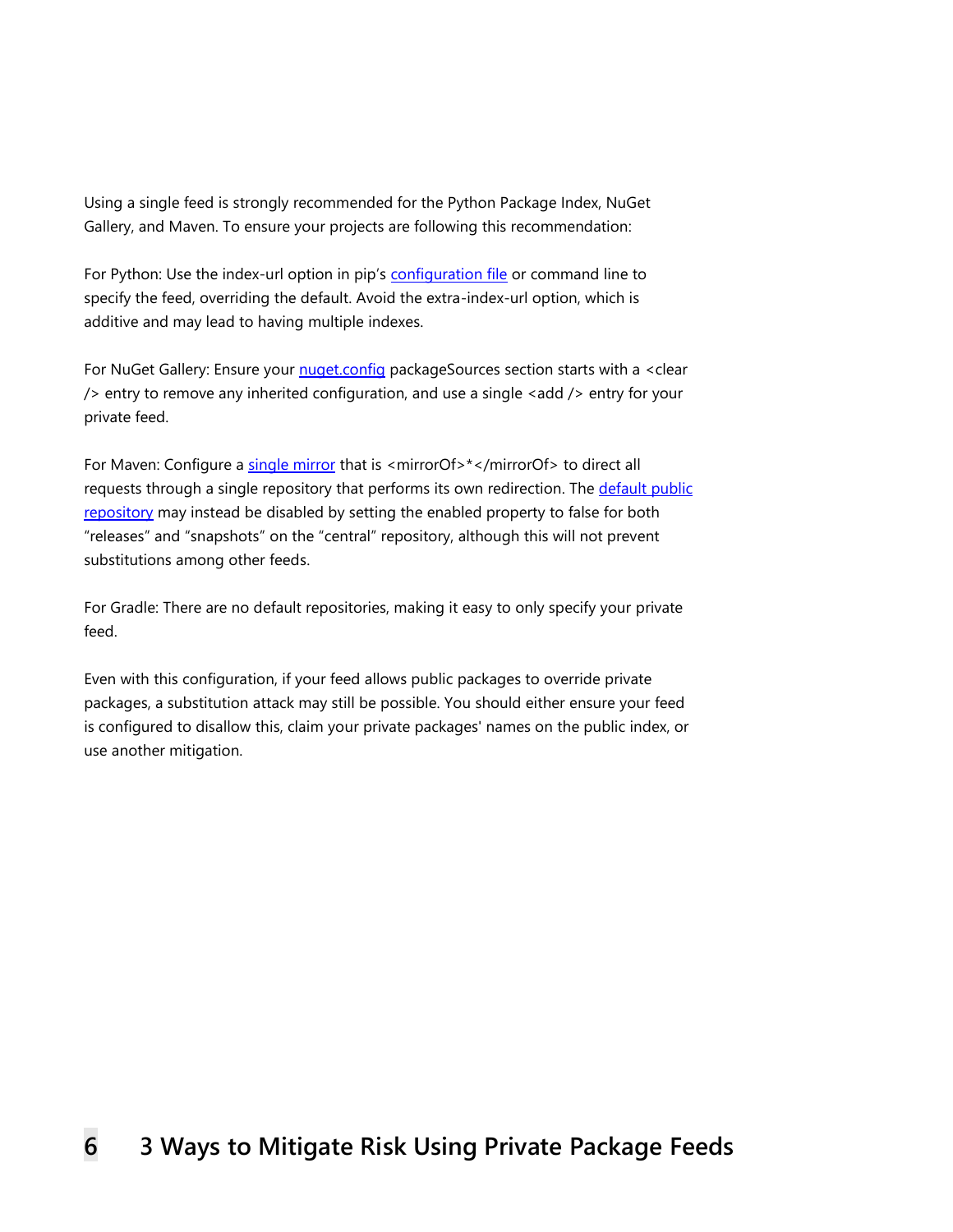Using a single feed is strongly recommended for the Python Package Index, NuGet Gallery, and Maven. To ensure your projects are following this recommendation:

For Python: Use the index-url option in pip's [configuration file]() or command line to specify the feed, overriding the default. Avoid the extra-index-url option, which is additive and may lead to having multiple indexes.

For NuGet Gallery: Ensure your [nuget.config]() packageSources section starts with a <clear /> entry to remove any inherited configuration, and use a single <add /> entry for your private feed.

For Maven: Configure a [single mirror]() that is <mirrorOf>*</mirrorOf> to direct all requests through a single repository that performs its own redirection. The [default public repository]() may instead be disabled by setting the enabled property to false for both "releases" and "snapshots" on the "central" repository, although this will not prevent substitutions among other feeds.

For Gradle: There are no default repositories, making it easy to only specify your private feed.

Even with this configuration, if your feed allows public packages to override private packages, a substitution attack may still be possible. You should either ensure your feed is configured to disallow this, claim your private packages' names on the public index, or use another mitigation.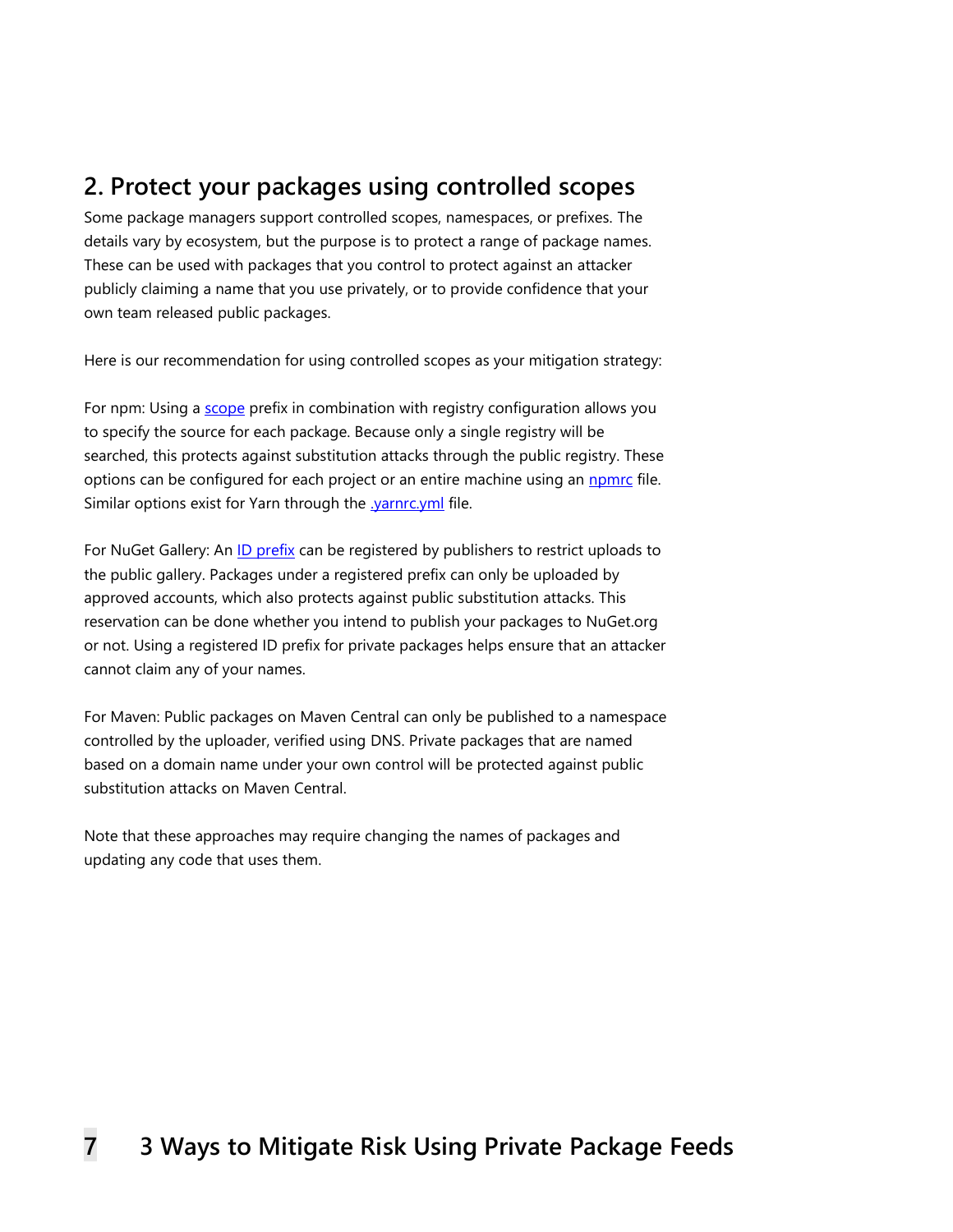## 2. Protect your packages using controlled scopes

Some package managers support controlled scopes, namespaces, or prefixes. The details vary by ecosystem, but the purpose is to protect a range of package names. These can be used with packages that you control to protect against an attacker publicly claiming a name that you use privately, or to provide confidence that your own team released public packages.

Here is our recommendation for using controlled scopes as your mitigation strategy:

For npm: Using a scope prefix in combination with registry configuration allows you to specify the source for each package. Because only a single registry will be searched, this protects against substitution attacks through the public registry. These options can be configured for each project or an entire machine using an npmrc file. Similar options exist for Yarn through the .yarnrc.yml file.

For NuGet Gallery: An ID prefix can be registered by publishers to restrict uploads to the public gallery. Packages under a registered prefix can only be uploaded by approved accounts, which also protects against public substitution attacks. This reservation can be done whether you intend to publish your packages to NuGet.org or not. Using a registered ID prefix for private packages helps ensure that an attacker cannot claim any of your names.

For Maven: Public packages on Maven Central can only be published to a namespace controlled by the uploader, verified using DNS. Private packages that are named based on a domain name under your own control will be protected against public substitution attacks on Maven Central.

Note that these approaches may require changing the names of packages and updating any code that uses them.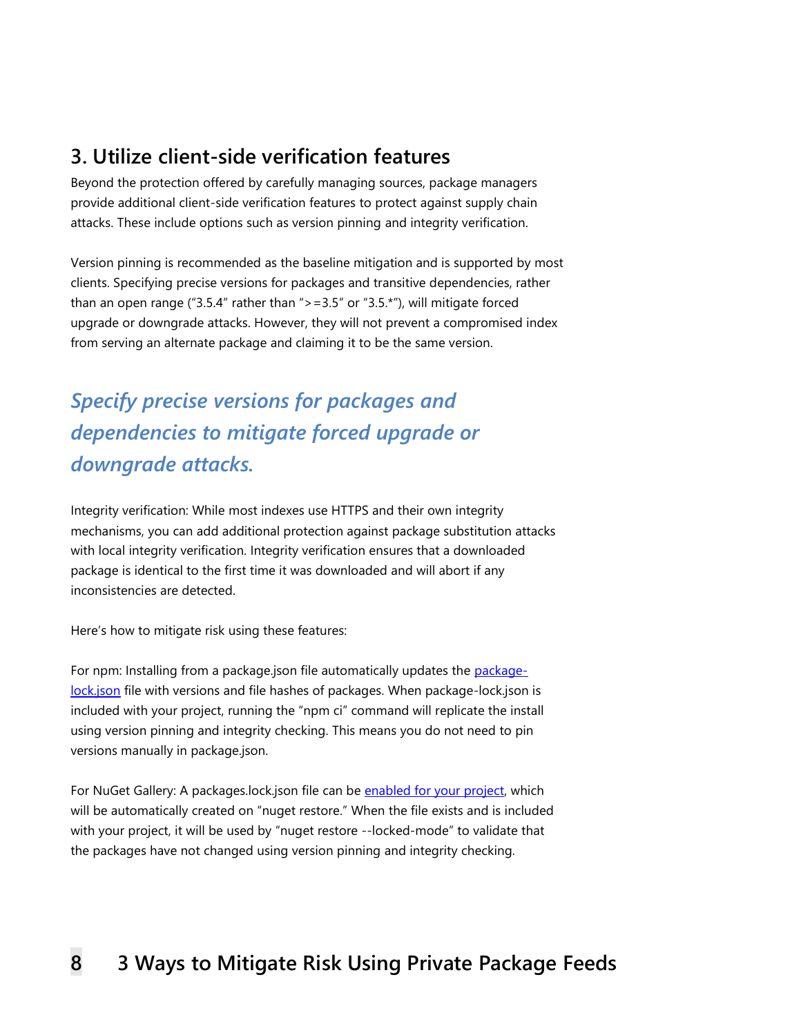## 3. Utilize client-side verification features

Beyond the protection offered by carefully managing sources, package managers provide additional client-side verification features to protect against supply chain attacks. These include options such as version pinning and integrity verification.

Version pinning is recommended as the baseline mitigation and is supported by most clients. Specifying precise versions for packages and transitive dependencies, rather than an open range ("3.5.4" rather than ">=3.5" or "3.5.*"), will mitigate forced upgrade or downgrade attacks. However, they will not prevent a compromised index from serving an alternate package and claiming it to be the same version.

> ***Specify precise versions for packages and dependencies to mitigate forced upgrade or downgrade attacks.***

Integrity verification: While most indexes use HTTPS and their own integrity mechanisms, you can add additional protection against package substitution attacks with local integrity verification. Integrity verification ensures that a downloaded package is identical to the first time it was downloaded and will abort if any inconsistencies are detected.

Here's how to mitigate risk using these features:

For npm: Installing from a package.json file automatically updates the [package-lock.json]() file with versions and file hashes of packages. When package-lock.json is included with your project, running the "npm ci" command will replicate the install using version pinning and integrity checking. This means you do not need to pin versions manually in package.json.

For NuGet Gallery: A packages.lock.json file can be [enabled for your project](), which will be automatically created on "nuget restore." When the file exists and is included with your project, it will be used by "nuget restore --locked-mode" to validate that the packages have not changed using version pinning and integrity checking.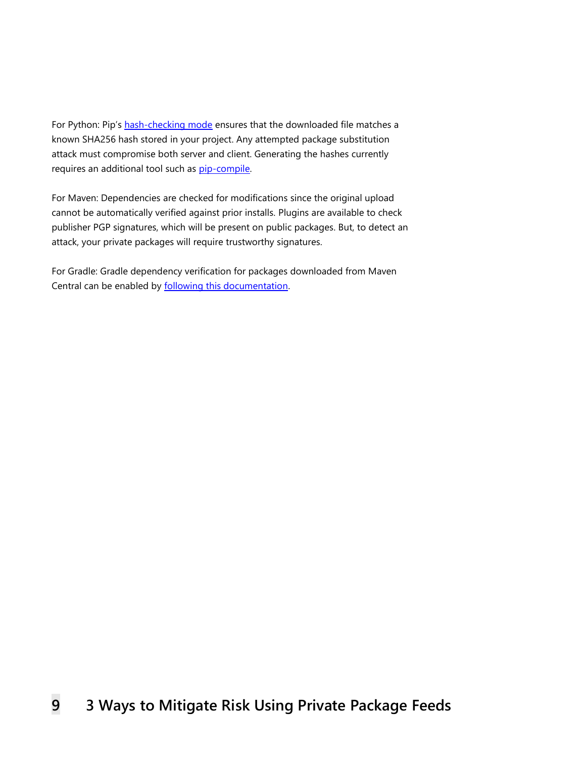For Python: Pip's hash-checking mode ensures that the downloaded file matches a known SHA256 hash stored in your project. Any attempted package substitution attack must compromise both server and client. Generating the hashes currently requires an additional tool such as pip-compile.

For Maven: Dependencies are checked for modifications since the original upload cannot be automatically verified against prior installs. Plugins are available to check publisher PGP signatures, which will be present on public packages. But, to detect an attack, your private packages will require trustworthy signatures.

For Gradle: Gradle dependency verification for packages downloaded from Maven Central can be enabled by following this documentation.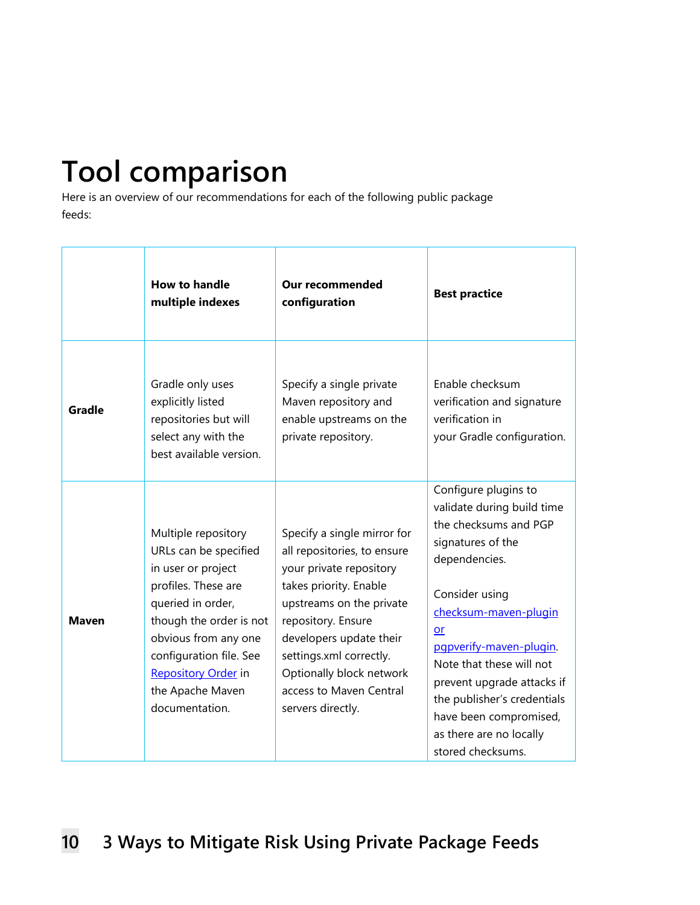# Tool comparison

Here is an overview of our recommendations for each of the following public package feeds:

| | How to handle multiple indexes | Our recommended configuration | Best practice |
|---|---|---|---|
| **Gradle** | Gradle only uses explicitly listed repositories but will select any with the best available version. | Specify a single private Maven repository and enable upstreams on the private repository. | Enable checksum verification and signature verification in your Gradle configuration. |
| **Maven** | Multiple repository URLs can be specified in user or project profiles. These are queried in order, though the order is not obvious from any one configuration file. See [Repository Order]() in the Apache Maven documentation. | Specify a single mirror for all repositories, to ensure your private repository takes priority. Enable upstreams on the private repository. Ensure developers update their settings.xml correctly. Optionally block network access to Maven Central servers directly. | Configure plugins to validate during build time the checksums and PGP signatures of the dependencies.<br><br>Consider using [checksum-maven-plugin or]() [pgpverify-maven-plugin](). Note that these will not prevent upgrade attacks if the publisher's credentials have been compromised, as there are no locally stored checksums. |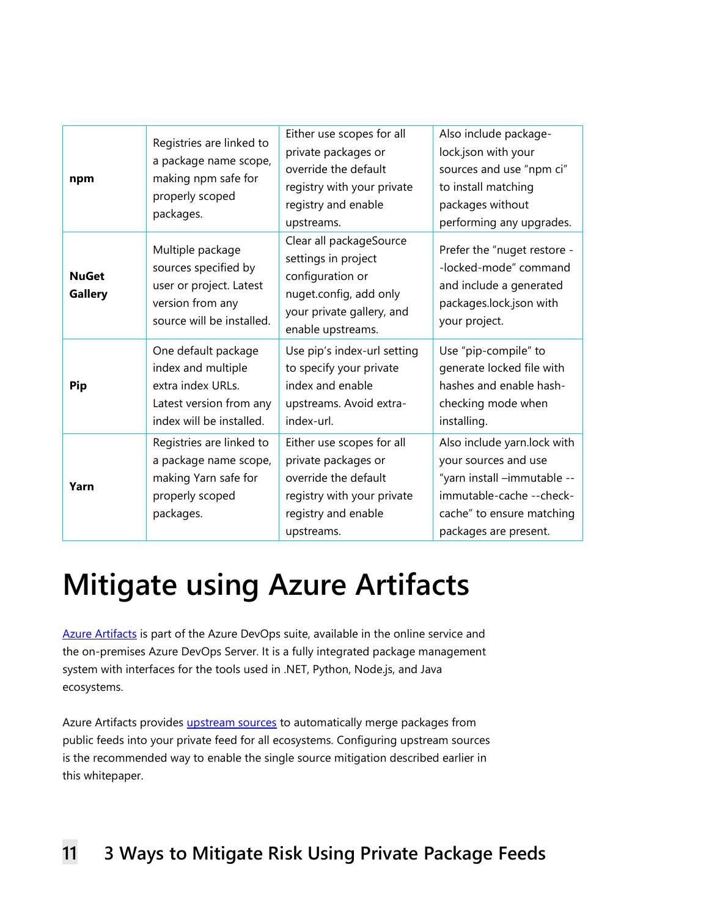| | | | |
|---|---|---|---|
| **npm** | Registries are linked to a package name scope, making npm safe for properly scoped packages. | Either use scopes for all private packages or override the default registry with your private registry and enable upstreams. | Also include package-lock.json with your sources and use "npm ci" to install matching packages without performing any upgrades. |
| **NuGet Gallery** | Multiple package sources specified by user or project. Latest version from any source will be installed. | Clear all packageSource settings in project configuration or nuget.config, add only your private gallery, and enable upstreams. | Prefer the "nuget restore --locked-mode" command and include a generated packages.lock.json with your project. |
| **Pip** | One default package index and multiple extra index URLs. Latest version from any index will be installed. | Use pip's index-url setting to specify your private index and enable upstreams. Avoid extra-index-url. | Use "pip-compile" to generate locked file with hashes and enable hash-checking mode when installing. |
| **Yarn** | Registries are linked to a package name scope, making Yarn safe for properly scoped packages. | Either use scopes for all private packages or override the default registry with your private registry and enable upstreams. | Also include yarn.lock with your sources and use "yarn install –immutable --immutable-cache --check-cache" to ensure matching packages are present. |

# Mitigate using Azure Artifacts

Azure Artifacts is part of the Azure DevOps suite, available in the online service and the on-premises Azure DevOps Server. It is a fully integrated package management system with interfaces for the tools used in .NET, Python, Node.js, and Java ecosystems.

Azure Artifacts provides upstream sources to automatically merge packages from public feeds into your private feed for all ecosystems. Configuring upstream sources is the recommended way to enable the single source mitigation described earlier in this whitepaper.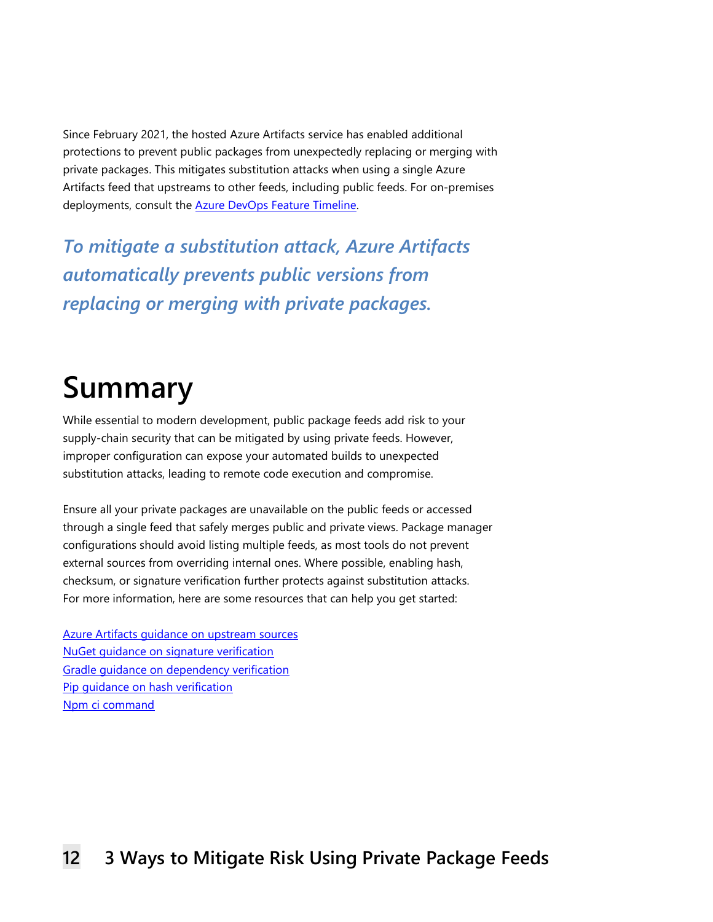Since February 2021, the hosted Azure Artifacts service has enabled additional protections to prevent public packages from unexpectedly replacing or merging with private packages. This mitigates substitution attacks when using a single Azure Artifacts feed that upstreams to other feeds, including public feeds. For on-premises deployments, consult the [Azure DevOps Feature Timeline]().

*To mitigate a substitution attack, Azure Artifacts automatically prevents public versions from replacing or merging with private packages.*

# Summary

While essential to modern development, public package feeds add risk to your supply-chain security that can be mitigated by using private feeds. However, improper configuration can expose your automated builds to unexpected substitution attacks, leading to remote code execution and compromise.

Ensure all your private packages are unavailable on the public feeds or accessed through a single feed that safely merges public and private views. Package manager configurations should avoid listing multiple feeds, as most tools do not prevent external sources from overriding internal ones. Where possible, enabling hash, checksum, or signature verification further protects against substitution attacks. For more information, here are some resources that can help you get started:

[Azure Artifacts guidance on upstream sources]()
[NuGet guidance on signature verification]()
[Gradle guidance on dependency verification]()
[Pip guidance on hash verification]()
[Npm ci command]()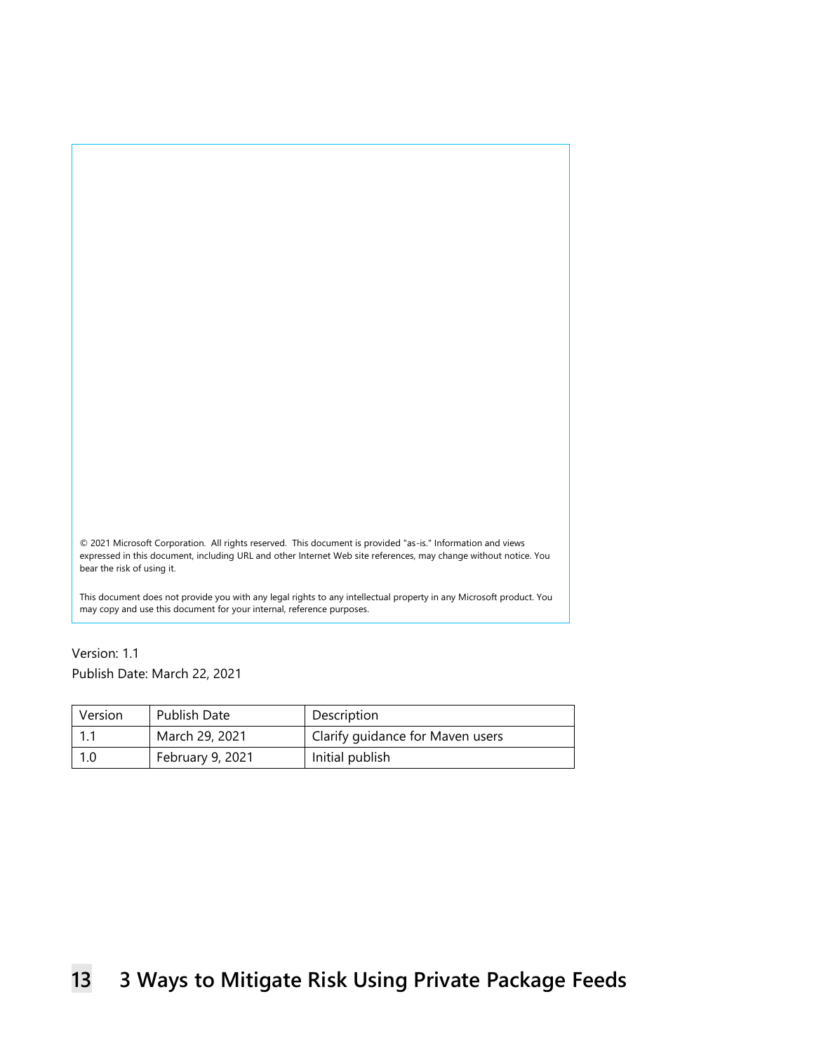© 2021 Microsoft Corporation. All rights reserved. This document is provided "as-is." Information and views expressed in this document, including URL and other Internet Web site references, may change without notice. You bear the risk of using it.

This document does not provide you with any legal rights to any intellectual property in any Microsoft product. You may copy and use this document for your internal, reference purposes.

Version: 1.1

Publish Date: March 22, 2021

| Version | Publish Date | Description |
|---|---|---|
| 1.1 | March 29, 2021 | Clarify guidance for Maven users |
| 1.0 | February 9, 2021 | Initial publish |